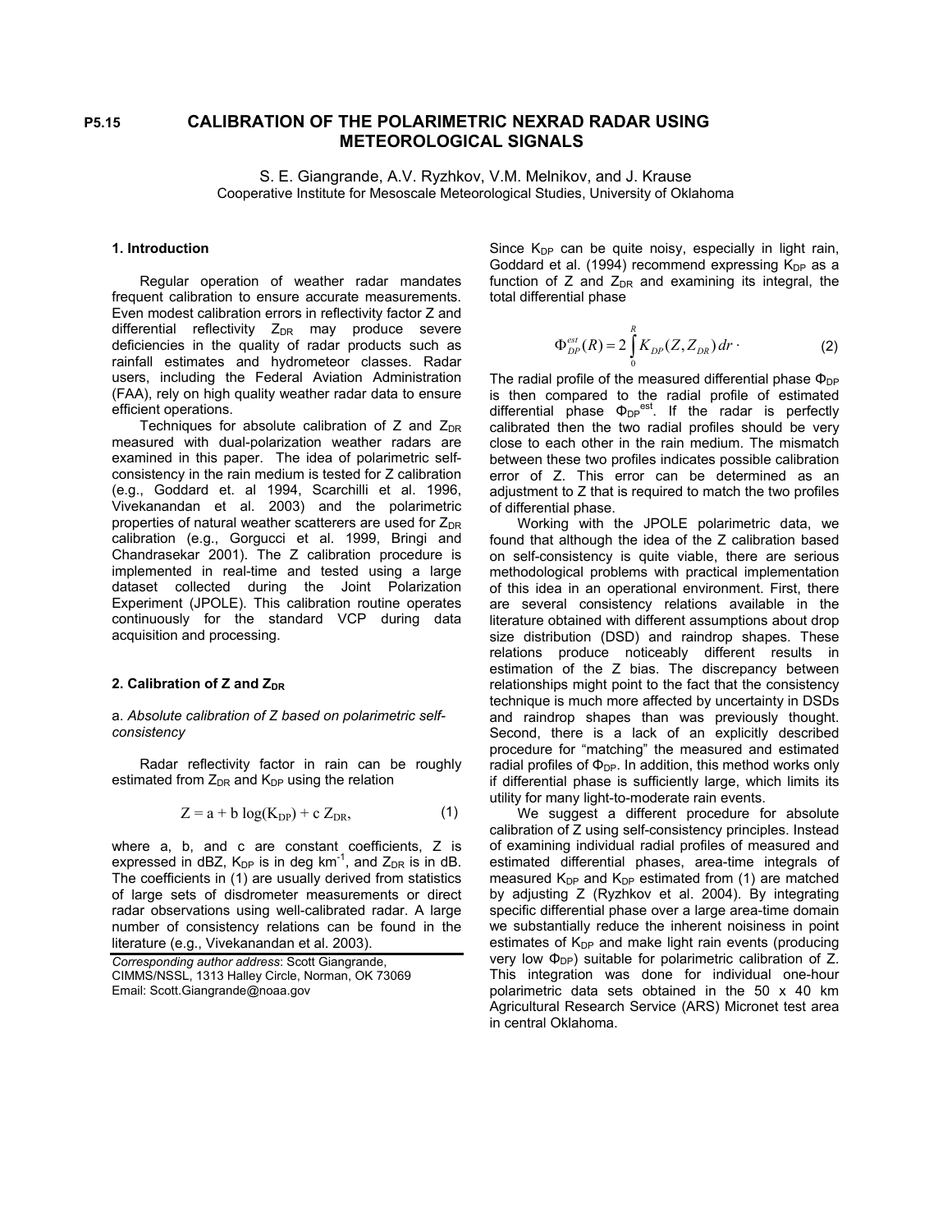P5.15

# CALIBRATION OF THE POLARIMETRIC NEXRAD RADAR USING METEOROLOGICAL SIGNALS

S. E. Giangrande, A.V. Ryzhkov, V.M. Melnikov, and J. Krause
Cooperative Institute for Mesoscale Meteorological Studies, University of Oklahoma

## 1. Introduction

Regular operation of weather radar mandates frequent calibration to ensure accurate measurements. Even modest calibration errors in reflectivity factor Z and differential reflectivity $Z_{DR}$ may produce severe deficiencies in the quality of radar products such as rainfall estimates and hydrometeor classes. Radar users, including the Federal Aviation Administration (FAA), rely on high quality weather radar data to ensure efficient operations.

Techniques for absolute calibration of Z and $Z_{DR}$ measured with dual-polarization weather radars are examined in this paper. The idea of polarimetric self-consistency in the rain medium is tested for Z calibration (e.g., Goddard et. al 1994, Scarchilli et al. 1996, Vivekanandan et al. 2003) and the polarimetric properties of natural weather scatterers are used for $Z_{DR}$ calibration (e.g., Gorgucci et al. 1999, Bringi and Chandrasekar 2001). The Z calibration procedure is implemented in real-time and tested using a large dataset collected during the Joint Polarization Experiment (JPOLE). This calibration routine operates continuously for the standard VCP during data acquisition and processing.

## 2. Calibration of Z and $Z_{DR}$

a. *Absolute calibration of Z based on polarimetric self-consistency*

Radar reflectivity factor in rain can be roughly estimated from $Z_{DR}$ and $K_{DP}$ using the relation

$$Z = a + b \log(K_{DP}) + c\, Z_{DR}, \tag{1}$$

where a, b, and c are constant coefficients, Z is expressed in dBZ, $K_{DP}$ is in deg $km^{-1}$, and $Z_{DR}$ is in dB. The coefficients in (1) are usually derived from statistics of large sets of disdrometer measurements or direct radar observations using well-calibrated radar. A large number of consistency relations can be found in the literature (e.g., Vivekanandan et al. 2003).

*Corresponding author address*: Scott Giangrande, CIMMS/NSSL, 1313 Halley Circle, Norman, OK 73069
Email: Scott.Giangrande@noaa.gov

Since $K_{DP}$ can be quite noisy, especially in light rain, Goddard et al. (1994) recommend expressing $K_{DP}$ as a function of Z and $Z_{DR}$ and examining its integral, the total differential phase

$$\Phi_{DP}^{est}(R) = 2\int_0^R K_{DP}(Z, Z_{DR})\, dr \cdot \tag{2}$$

The radial profile of the measured differential phase $\Phi_{DP}$ is then compared to the radial profile of estimated differential phase $\Phi_{DP}^{est}$. If the radar is perfectly calibrated then the two radial profiles should be very close to each other in the rain medium. The mismatch between these two profiles indicates possible calibration error of Z. This error can be determined as an adjustment to Z that is required to match the two profiles of differential phase.

Working with the JPOLE polarimetric data, we found that although the idea of the Z calibration based on self-consistency is quite viable, there are serious methodological problems with practical implementation of this idea in an operational environment. First, there are several consistency relations available in the literature obtained with different assumptions about drop size distribution (DSD) and raindrop shapes. These relations produce noticeably different results in estimation of the Z bias. The discrepancy between relationships might point to the fact that the consistency technique is much more affected by uncertainty in DSDs and raindrop shapes than was previously thought. Second, there is a lack of an explicitly described procedure for "matching" the measured and estimated radial profiles of $\Phi_{DP}$. In addition, this method works only if differential phase is sufficiently large, which limits its utility for many light-to-moderate rain events.

We suggest a different procedure for absolute calibration of Z using self-consistency principles. Instead of examining individual radial profiles of measured and estimated differential phases, area-time integrals of measured $K_{DP}$ and $K_{DP}$ estimated from (1) are matched by adjusting Z (Ryzhkov et al. 2004). By integrating specific differential phase over a large area-time domain we substantially reduce the inherent noisiness in point estimates of $K_{DP}$ and make light rain events (producing very low $\Phi_{DP}$) suitable for polarimetric calibration of Z. This integration was done for individual one-hour polarimetric data sets obtained in the 50 x 40 km Agricultural Research Service (ARS) Micronet test area in central Oklahoma.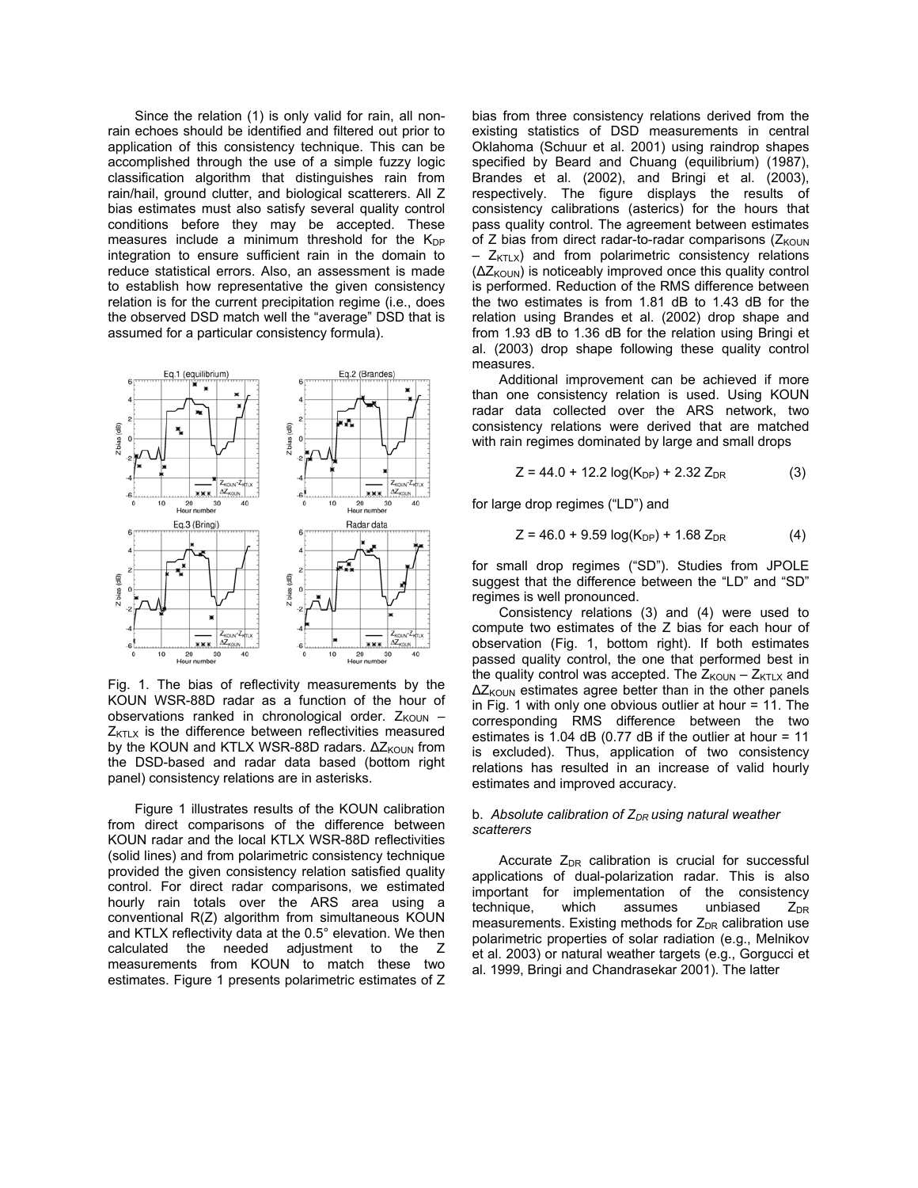Since the relation (1) is only valid for rain, all non-rain echoes should be identified and filtered out prior to application of this consistency technique. This can be accomplished through the use of a simple fuzzy logic classification algorithm that distinguishes rain from rain/hail, ground clutter, and biological scatterers. All Z bias estimates must also satisfy several quality control conditions before they may be accepted. These measures include a minimum threshold for the $K_{DP}$ integration to ensure sufficient rain in the domain to reduce statistical errors. Also, an assessment is made to establish how representative the given consistency relation is for the current precipitation regime (i.e., does the observed DSD match well the "average" DSD that is assumed for a particular consistency formula).

Fig. 1. The bias of reflectivity measurements by the KOUN WSR-88D radar as a function of the hour of observations ranked in chronological order. $Z_{KOUN}$ – $Z_{KTLX}$ is the difference between reflectivities measured by the KOUN and KTLX WSR-88D radars. $\Delta Z_{KOUN}$ from the DSD-based and radar data based (bottom right panel) consistency relations are in asterisks.

Figure 1 illustrates results of the KOUN calibration from direct comparisons of the difference between KOUN radar and the local KTLX WSR-88D reflectivities (solid lines) and from polarimetric consistency technique provided the given consistency relation satisfied quality control. For direct radar comparisons, we estimated hourly rain totals over the ARS area using a conventional R(Z) algorithm from simultaneous KOUN and KTLX reflectivity data at the 0.5° elevation. We then calculated the needed adjustment to the Z measurements from KOUN to match these two estimates. Figure 1 presents polarimetric estimates of Z bias from three consistency relations derived from the existing statistics of DSD measurements in central Oklahoma (Schuur et al. 2001) using raindrop shapes specified by Beard and Chuang (equilibrium) (1987), Brandes et al. (2002), and Bringi et al. (2003), respectively. The figure displays the results of consistency calibrations (asterics) for the hours that pass quality control. The agreement between estimates of Z bias from direct radar-to-radar comparisons ($Z_{KOUN}$ – $Z_{KTLX}$) and from polarimetric consistency relations ($\Delta Z_{KOUN}$) is noticeably improved once this quality control is performed. Reduction of the RMS difference between the two estimates is from 1.81 dB to 1.43 dB for the relation using Brandes et al. (2002) drop shape and from 1.93 dB to 1.36 dB for the relation using Bringi et al. (2003) drop shape following these quality control measures.

Additional improvement can be achieved if more than one consistency relation is used. Using KOUN radar data collected over the ARS network, two consistency relations were derived that are matched with rain regimes dominated by large and small drops

$$Z = 44.0 + 12.2 \log(K_{DP}) + 2.32\, Z_{DR} \qquad (3)$$

for large drop regimes ("LD") and

$$Z = 46.0 + 9.59 \log(K_{DP}) + 1.68\, Z_{DR} \qquad (4)$$

for small drop regimes ("SD"). Studies from JPOLE suggest that the difference between the "LD" and "SD" regimes is well pronounced.

Consistency relations (3) and (4) were used to compute two estimates of the Z bias for each hour of observation (Fig. 1, bottom right). If both estimates passed quality control, the one that performed best in the quality control was accepted. The $Z_{KOUN}$ – $Z_{KTLX}$ and $\Delta Z_{KOUN}$ estimates agree better than in the other panels in Fig. 1 with only one obvious outlier at hour = 11. The corresponding RMS difference between the two estimates is 1.04 dB (0.77 dB if the outlier at hour = 11 is excluded). Thus, application of two consistency relations has resulted in an increase of valid hourly estimates and improved accuracy.

### b. *Absolute calibration of $Z_{DR}$ using natural weather scatterers*

Accurate $Z_{DR}$ calibration is crucial for successful applications of dual-polarization radar. This is also important for implementation of the consistency technique, which assumes unbiased $Z_{DR}$ measurements. Existing methods for $Z_{DR}$ calibration use polarimetric properties of solar radiation (e.g., Melnikov et al. 2003) or natural weather targets (e.g., Gorgucci et al. 1999, Bringi and Chandrasekar 2001). The latter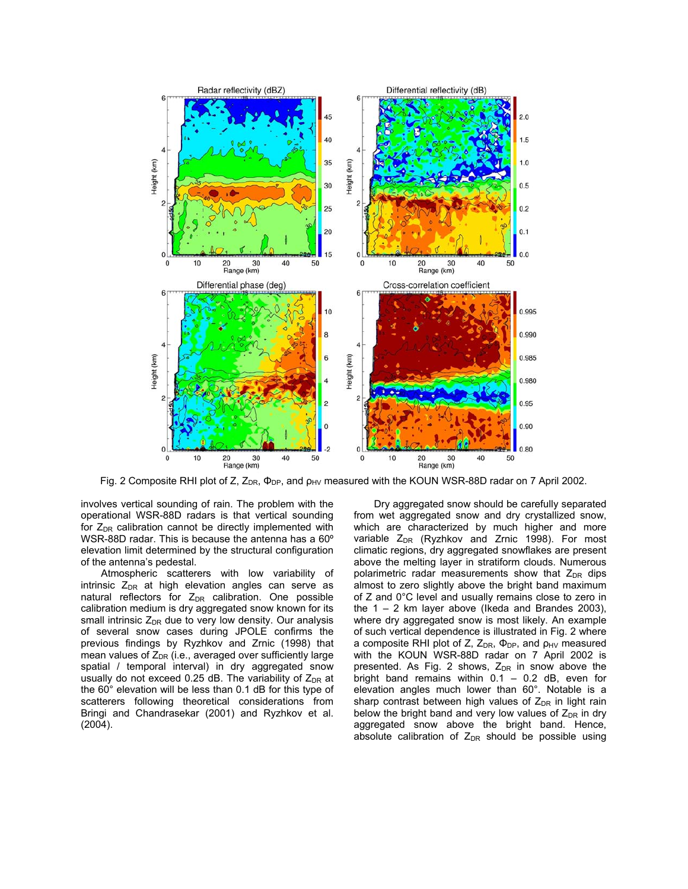Fig. 2 Composite RHI plot of Z, $Z_{DR}$, $\Phi_{DP}$, and $\rho_{HV}$ measured with the KOUN WSR-88D radar on 7 April 2002.

involves vertical sounding of rain. The problem with the operational WSR-88D radars is that vertical sounding for $Z_{DR}$ calibration cannot be directly implemented with WSR-88D radar. This is because the antenna has a 60º elevation limit determined by the structural configuration of the antenna's pedestal.

Atmospheric scatterers with low variability of intrinsic $Z_{DR}$ at high elevation angles can serve as natural reflectors for $Z_{DR}$ calibration. One possible calibration medium is dry aggregated snow known for its small intrinsic $Z_{DR}$ due to very low density. Our analysis of several snow cases during JPOLE confirms the previous findings by Ryzhkov and Zrnic (1998) that mean values of $Z_{DR}$ (i.e., averaged over sufficiently large spatial / temporal interval) in dry aggregated snow usually do not exceed 0.25 dB. The variability of $Z_{DR}$ at the 60° elevation will be less than 0.1 dB for this type of scatterers following theoretical considerations from Bringi and Chandrasekar (2001) and Ryzhkov et al. (2004).

Dry aggregated snow should be carefully separated from wet aggregated snow and dry crystallized snow, which are characterized by much higher and more variable $Z_{DR}$ (Ryzhkov and Zrnic 1998). For most climatic regions, dry aggregated snowflakes are present above the melting layer in stratiform clouds. Numerous polarimetric radar measurements show that $Z_{DR}$ dips almost to zero slightly above the bright band maximum of Z and 0°C level and usually remains close to zero in the 1 – 2 km layer above (Ikeda and Brandes 2003), where dry aggregated snow is most likely. An example of such vertical dependence is illustrated in Fig. 2 where a composite RHI plot of Z, $Z_{DR}$, $\Phi_{DP}$, and $\rho_{HV}$ measured with the KOUN WSR-88D radar on 7 April 2002 is presented. As Fig. 2 shows, $Z_{DR}$ in snow above the bright band remains within 0.1 – 0.2 dB, even for elevation angles much lower than 60°. Notable is a sharp contrast between high values of $Z_{DR}$ in light rain below the bright band and very low values of $Z_{DR}$ in dry aggregated snow above the bright band. Hence, absolute calibration of $Z_{DR}$ should be possible using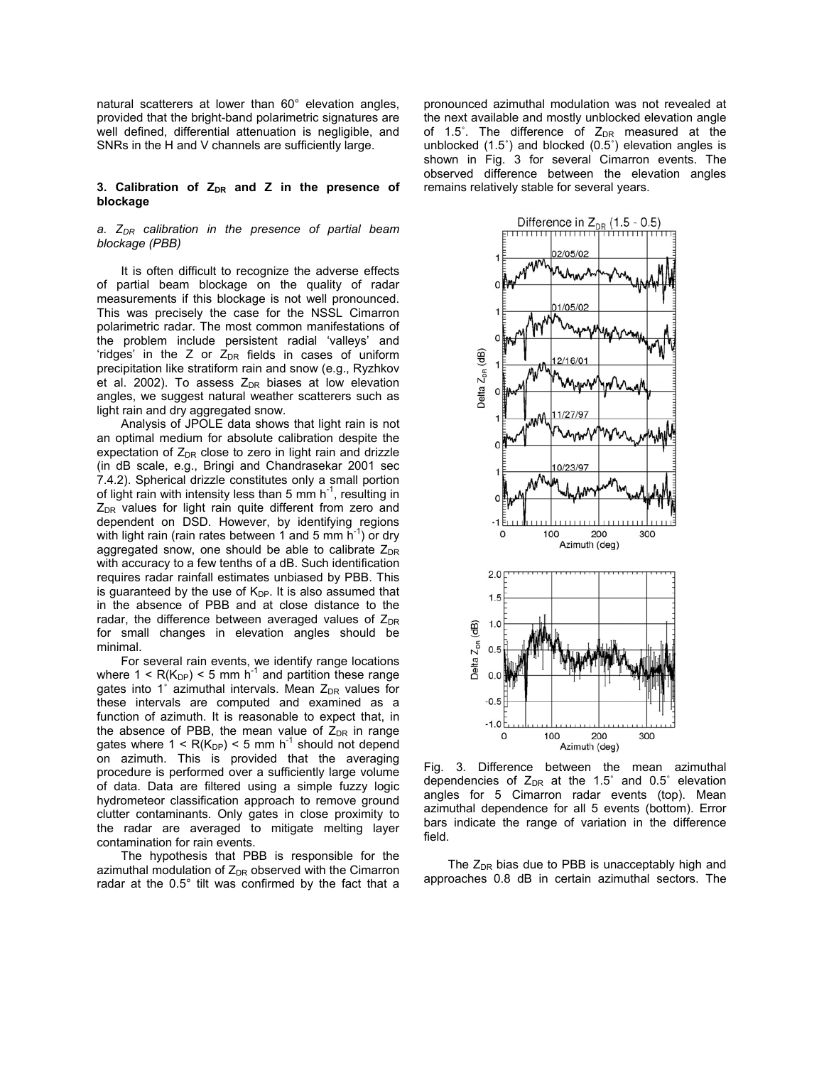natural scatterers at lower than 60° elevation angles, provided that the bright-band polarimetric signatures are well defined, differential attenuation is negligible, and SNRs in the H and V channels are sufficiently large.

### 3. Calibration of $Z_{DR}$ and Z in the presence of blockage

*a. $Z_{DR}$ calibration in the presence of partial beam blockage (PBB)*

It is often difficult to recognize the adverse effects of partial beam blockage on the quality of radar measurements if this blockage is not well pronounced. This was precisely the case for the NSSL Cimarron polarimetric radar. The most common manifestations of the problem include persistent radial 'valleys' and 'ridges' in the Z or $Z_{DR}$ fields in cases of uniform precipitation like stratiform rain and snow (e.g., Ryzhkov et al. 2002). To assess $Z_{DR}$ biases at low elevation angles, we suggest natural weather scatterers such as light rain and dry aggregated snow.

Analysis of JPOLE data shows that light rain is not an optimal medium for absolute calibration despite the expectation of $Z_{DR}$ close to zero in light rain and drizzle (in dB scale, e.g., Bringi and Chandrasekar 2001 sec 7.4.2). Spherical drizzle constitutes only a small portion of light rain with intensity less than 5 mm h$^{-1}$, resulting in $Z_{DR}$ values for light rain quite different from zero and dependent on DSD. However, by identifying regions with light rain (rain rates between 1 and 5 mm h$^{-1}$) or dry aggregated snow, one should be able to calibrate $Z_{DR}$ with accuracy to a few tenths of a dB. Such identification requires radar rainfall estimates unbiased by PBB. This is guaranteed by the use of $K_{DP}$. It is also assumed that in the absence of PBB and at close distance to the radar, the difference between averaged values of $Z_{DR}$ for small changes in elevation angles should be minimal.

For several rain events, we identify range locations where $1 < R(K_{DP}) < 5$ mm h$^{-1}$ and partition these range gates into 1° azimuthal intervals. Mean $Z_{DR}$ values for these intervals are computed and examined as a function of azimuth. It is reasonable to expect that, in the absence of PBB, the mean value of $Z_{DR}$ in range gates where $1 < R(K_{DP}) < 5$ mm h$^{-1}$ should not depend on azimuth. This is provided that the averaging procedure is performed over a sufficiently large volume of data. Data are filtered using a simple fuzzy logic hydrometeor classification approach to remove ground clutter contaminants. Only gates in close proximity to the radar are averaged to mitigate melting layer contamination for rain events.

The hypothesis that PBB is responsible for the azimuthal modulation of $Z_{DR}$ observed with the Cimarron radar at the 0.5° tilt was confirmed by the fact that a pronounced azimuthal modulation was not revealed at the next available and mostly unblocked elevation angle of 1.5°. The difference of $Z_{DR}$ measured at the unblocked (1.5°) and blocked (0.5°) elevation angles is shown in Fig. 3 for several Cimarron events. The observed difference between the elevation angles remains relatively stable for several years.

Fig. 3. Difference between the mean azimuthal dependencies of $Z_{DR}$ at the 1.5° and 0.5° elevation angles for 5 Cimarron radar events (top). Mean azimuthal dependence for all 5 events (bottom). Error bars indicate the range of variation in the difference field.

The $Z_{DR}$ bias due to PBB is unacceptably high and approaches 0.8 dB in certain azimuthal sectors. The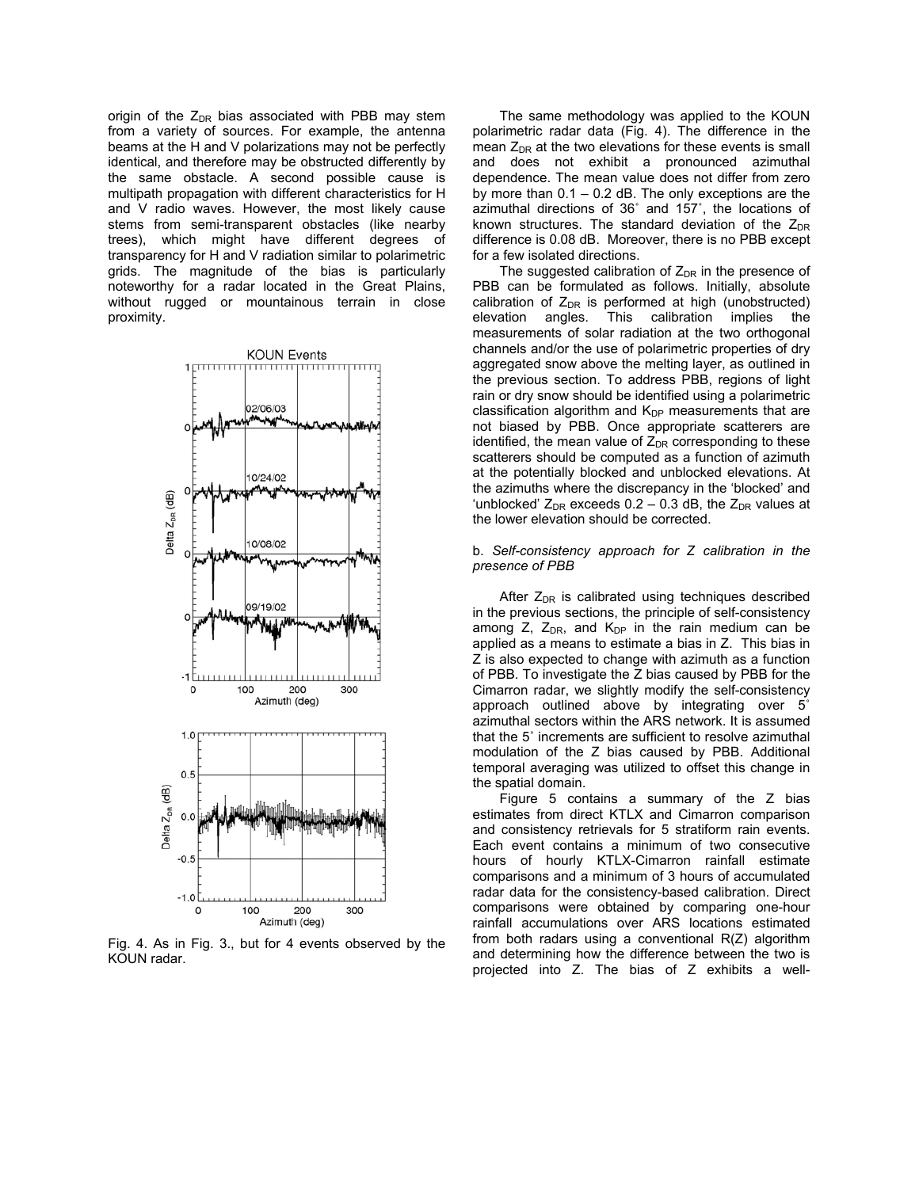origin of the $Z_{DR}$ bias associated with PBB may stem from a variety of sources. For example, the antenna beams at the H and V polarizations may not be perfectly identical, and therefore may be obstructed differently by the same obstacle. A second possible cause is multipath propagation with different characteristics for H and V radio waves. However, the most likely cause stems from semi-transparent obstacles (like nearby trees), which might have different degrees of transparency for H and V radiation similar to polarimetric grids. The magnitude of the bias is particularly noteworthy for a radar located in the Great Plains, without rugged or mountainous terrain in close proximity.

Fig. 4. As in Fig. 3., but for 4 events observed by the KOUN radar.

The same methodology was applied to the KOUN polarimetric radar data (Fig. 4). The difference in the mean $Z_{DR}$ at the two elevations for these events is small and does not exhibit a pronounced azimuthal dependence. The mean value does not differ from zero by more than 0.1 – 0.2 dB. The only exceptions are the azimuthal directions of 36˚ and 157˚, the locations of known structures. The standard deviation of the $Z_{DR}$ difference is 0.08 dB. Moreover, there is no PBB except for a few isolated directions.

The suggested calibration of $Z_{DR}$ in the presence of PBB can be formulated as follows. Initially, absolute calibration of $Z_{DR}$ is performed at high (unobstructed) elevation angles. This calibration implies the measurements of solar radiation at the two orthogonal channels and/or the use of polarimetric properties of dry aggregated snow above the melting layer, as outlined in the previous section. To address PBB, regions of light rain or dry snow should be identified using a polarimetric classification algorithm and $K_{DP}$ measurements that are not biased by PBB. Once appropriate scatterers are identified, the mean value of $Z_{DR}$ corresponding to these scatterers should be computed as a function of azimuth at the potentially blocked and unblocked elevations. At the azimuths where the discrepancy in the 'blocked' and 'unblocked' $Z_{DR}$ exceeds 0.2 – 0.3 dB, the $Z_{DR}$ values at the lower elevation should be corrected.

b. *Self-consistency approach for Z calibration in the presence of PBB*

After $Z_{DR}$ is calibrated using techniques described in the previous sections, the principle of self-consistency among Z, $Z_{DR}$, and $K_{DP}$ in the rain medium can be applied as a means to estimate a bias in Z. This bias in Z is also expected to change with azimuth as a function of PBB. To investigate the Z bias caused by PBB for the Cimarron radar, we slightly modify the self-consistency approach outlined above by integrating over 5˚ azimuthal sectors within the ARS network. It is assumed that the 5˚ increments are sufficient to resolve azimuthal modulation of the Z bias caused by PBB. Additional temporal averaging was utilized to offset this change in the spatial domain.

Figure 5 contains a summary of the Z bias estimates from direct KTLX and Cimarron comparison and consistency retrievals for 5 stratiform rain events. Each event contains a minimum of two consecutive hours of hourly KTLX-Cimarron rainfall estimate comparisons and a minimum of 3 hours of accumulated radar data for the consistency-based calibration. Direct comparisons were obtained by comparing one-hour rainfall accumulations over ARS locations estimated from both radars using a conventional R(Z) algorithm and determining how the difference between the two is projected into Z. The bias of Z exhibits a well-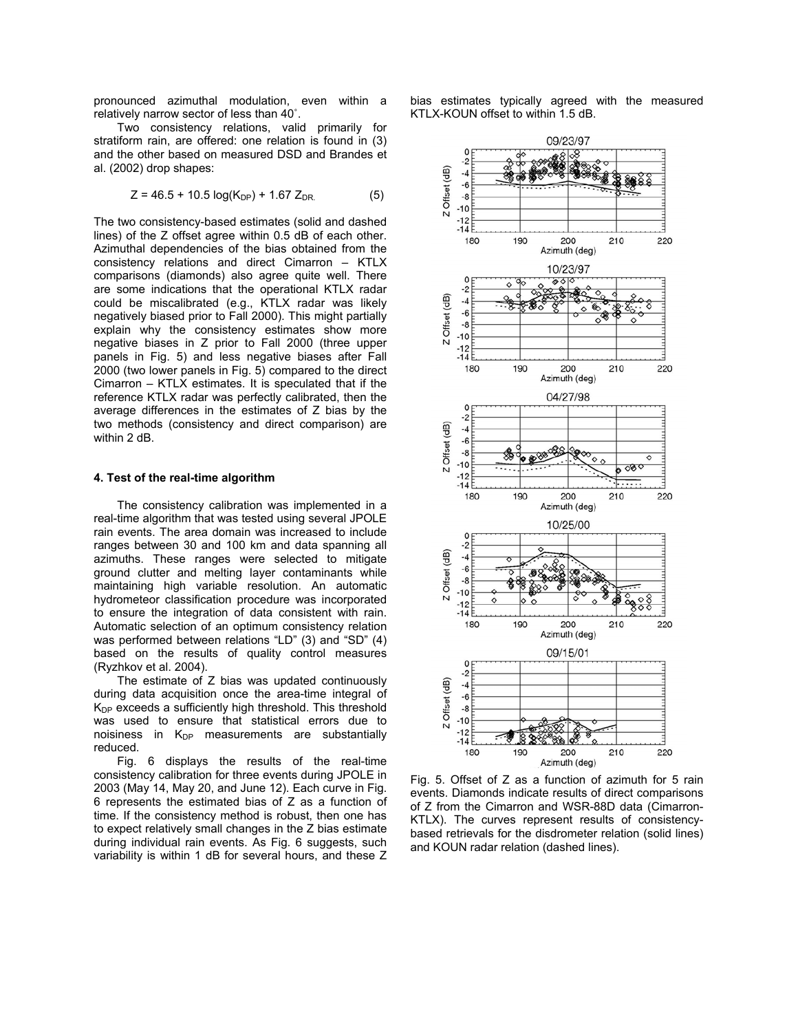pronounced azimuthal modulation, even within a relatively narrow sector of less than 40˚.

Two consistency relations, valid primarily for stratiform rain, are offered: one relation is found in (3) and the other based on measured DSD and Brandes et al. (2002) drop shapes:

$$Z = 46.5 + 10.5 \log(K_{DP}) + 1.67\, Z_{DR} \qquad (5)$$

The two consistency-based estimates (solid and dashed lines) of the Z offset agree within 0.5 dB of each other. Azimuthal dependencies of the bias obtained from the consistency relations and direct Cimarron – KTLX comparisons (diamonds) also agree quite well. There are some indications that the operational KTLX radar could be miscalibrated (e.g., KTLX radar was likely negatively biased prior to Fall 2000). This might partially explain why the consistency estimates show more negative biases in Z prior to Fall 2000 (three upper panels in Fig. 5) and less negative biases after Fall 2000 (two lower panels in Fig. 5) compared to the direct Cimarron – KTLX estimates. It is speculated that if the reference KTLX radar was perfectly calibrated, then the average differences in the estimates of Z bias by the two methods (consistency and direct comparison) are within 2 dB.

#### 4. Test of the real-time algorithm

The consistency calibration was implemented in a real-time algorithm that was tested using several JPOLE rain events. The area domain was increased to include ranges between 30 and 100 km and data spanning all azimuths. These ranges were selected to mitigate ground clutter and melting layer contaminants while maintaining high variable resolution. An automatic hydrometeor classification procedure was incorporated to ensure the integration of data consistent with rain. Automatic selection of an optimum consistency relation was performed between relations "LD" (3) and "SD" (4) based on the results of quality control measures (Ryzhkov et al. 2004).

The estimate of Z bias was updated continuously during data acquisition once the area-time integral of $K_{DP}$ exceeds a sufficiently high threshold. This threshold was used to ensure that statistical errors due to noisiness in $K_{DP}$ measurements are substantially reduced.

Fig. 6 displays the results of the real-time consistency calibration for three events during JPOLE in 2003 (May 14, May 20, and June 12). Each curve in Fig. 6 represents the estimated bias of Z as a function of time. If the consistency method is robust, then one has to expect relatively small changes in the Z bias estimate during individual rain events. As Fig. 6 suggests, such variability is within 1 dB for several hours, and these Z bias estimates typically agreed with the measured KTLX-KOUN offset to within 1.5 dB.

Fig. 5. Offset of Z as a function of azimuth for 5 rain events. Diamonds indicate results of direct comparisons of Z from the Cimarron and WSR-88D data (Cimarron-KTLX). The curves represent results of consistency-based retrievals for the disdrometer relation (solid lines) and KOUN radar relation (dashed lines).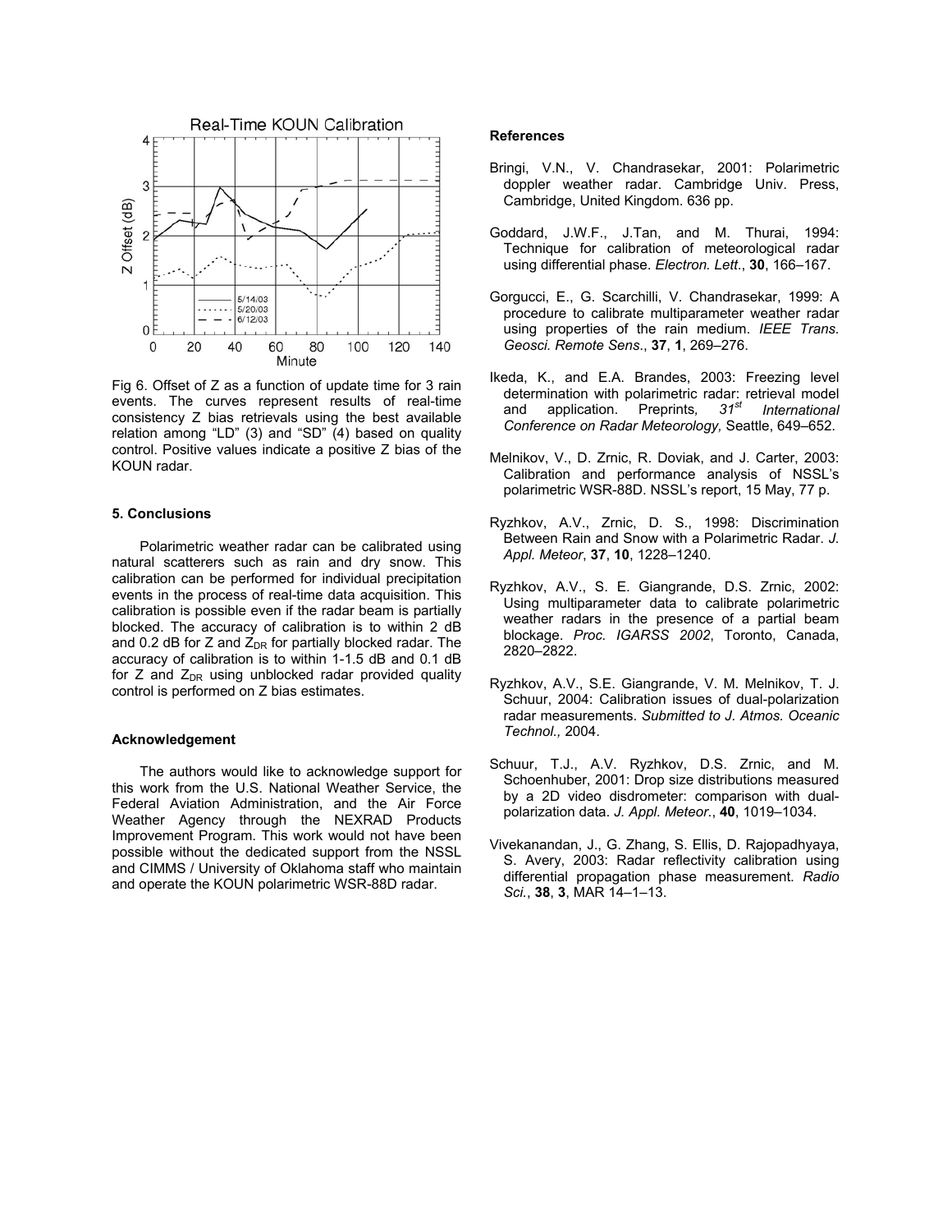Real-Time KOUN Calibration

Z Offset (dB)

0 1 2 3 4

0 20 40 60 80 100 120 140

Minute

5/14/03
5/20/03
6/12/03

Fig 6. Offset of Z as a function of update time for 3 rain events. The curves represent results of real-time consistency Z bias retrievals using the best available relation among "LD" (3) and "SD" (4) based on quality control. Positive values indicate a positive Z bias of the KOUN radar.

### 5. Conclusions

Polarimetric weather radar can be calibrated using natural scatterers such as rain and dry snow. This calibration can be performed for individual precipitation events in the process of real-time data acquisition. This calibration is possible even if the radar beam is partially blocked. The accuracy of calibration is to within 2 dB and 0.2 dB for Z and $Z_{DR}$ for partially blocked radar. The accuracy of calibration is to within 1-1.5 dB and 0.1 dB for Z and $Z_{DR}$ using unblocked radar provided quality control is performed on Z bias estimates.

### Acknowledgement

The authors would like to acknowledge support for this work from the U.S. National Weather Service, the Federal Aviation Administration, and the Air Force Weather Agency through the NEXRAD Products Improvement Program. This work would not have been possible without the dedicated support from the NSSL and CIMMS / University of Oklahoma staff who maintain and operate the KOUN polarimetric WSR-88D radar.

### References

Bringi, V.N., V. Chandrasekar, 2001: Polarimetric doppler weather radar. Cambridge Univ. Press, Cambridge, United Kingdom. 636 pp.

Goddard, J.W.F., J.Tan, and M. Thurai, 1994: Technique for calibration of meteorological radar using differential phase. *Electron. Lett.*, **30**, 166–167.

Gorgucci, E., G. Scarchilli, V. Chandrasekar, 1999: A procedure to calibrate multiparameter weather radar using properties of the rain medium. *IEEE Trans. Geosci. Remote Sens.*, **37**, **1**, 269–276.

Ikeda, K., and E.A. Brandes, 2003: Freezing level determination with polarimetric radar: retrieval model and application. Preprints, *31st International Conference on Radar Meteorology,* Seattle, 649–652.

Melnikov, V., D. Zrnic, R. Doviak, and J. Carter, 2003: Calibration and performance analysis of NSSL's polarimetric WSR-88D. NSSL's report, 15 May, 77 p.

Ryzhkov, A.V., Zrnic, D. S., 1998: Discrimination Between Rain and Snow with a Polarimetric Radar. *J. Appl. Meteor*, **37**, **10**, 1228–1240.

Ryzhkov, A.V., S. E. Giangrande, D.S. Zrnic, 2002: Using multiparameter data to calibrate polarimetric weather radars in the presence of a partial beam blockage. *Proc. IGARSS 2002*, Toronto, Canada, 2820–2822.

Ryzhkov, A.V., S.E. Giangrande, V. M. Melnikov, T. J. Schuur, 2004: Calibration issues of dual-polarization radar measurements. *Submitted to J. Atmos. Oceanic Technol.,* 2004.

Schuur, T.J., A.V. Ryzhkov, D.S. Zrnic, and M. Schoenhuber, 2001: Drop size distributions measured by a 2D video disdrometer: comparison with dual-polarization data. *J. Appl. Meteor.*, **40**, 1019–1034.

Vivekanandan, J., G. Zhang, S. Ellis, D. Rajopadhyaya, S. Avery, 2003: Radar reflectivity calibration using differential propagation phase measurement. *Radio Sci.*, **38**, **3**, MAR 14–1–13.